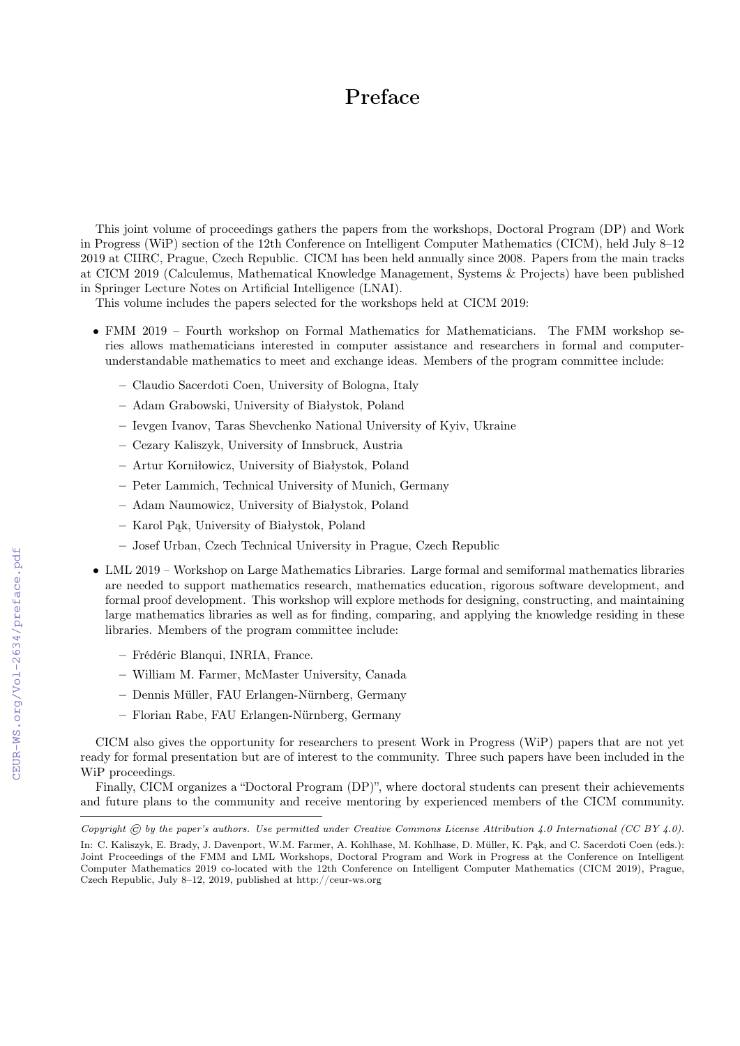# Preface

This joint volume of proceedings gathers the papers from the workshops, Doctoral Program (DP) and Work in Progress (WiP) section of the 12th Conference on Intelligent Computer Mathematics (CICM), held July 8–12 2019 at CIIRC, Prague, Czech Republic. CICM has been held annually since 2008. Papers from the main tracks at CICM 2019 (Calculemus, Mathematical Knowledge Management, Systems & Projects) have been published in Springer Lecture Notes on Artificial Intelligence (LNAI).

This volume includes the papers selected for the workshops held at CICM 2019:

- FMM 2019 – Fourth workshop on Formal Mathematics for Mathematicians. The FMM workshop series allows mathematicians interested in computer assistance and researchers in formal and computer-understandable mathematics to meet and exchange ideas. Members of the program committee include:
  - Claudio Sacerdoti Coen, University of Bologna, Italy
  - Adam Grabowski, University of Białystok, Poland
  - Ievgen Ivanov, Taras Shevchenko National University of Kyiv, Ukraine
  - Cezary Kaliszyk, University of Innsbruck, Austria
  - Artur Korniłowicz, University of Białystok, Poland
  - Peter Lammich, Technical University of Munich, Germany
  - Adam Naumowicz, University of Białystok, Poland
  - Karol Pąk, University of Białystok, Poland
  - Josef Urban, Czech Technical University in Prague, Czech Republic
- LML 2019 – Workshop on Large Mathematics Libraries. Large formal and semiformal mathematics libraries are needed to support mathematics research, mathematics education, rigorous software development, and formal proof development. This workshop will explore methods for designing, constructing, and maintaining large mathematics libraries as well as for finding, comparing, and applying the knowledge residing in these libraries. Members of the program committee include:
  - Frédéric Blanqui, INRIA, France.
  - William M. Farmer, McMaster University, Canada
  - Dennis Müller, FAU Erlangen-Nürnberg, Germany
  - Florian Rabe, FAU Erlangen-Nürnberg, Germany

CICM also gives the opportunity for researchers to present Work in Progress (WiP) papers that are not yet ready for formal presentation but are of interest to the community. Three such papers have been included in the WiP proceedings.

Finally, CICM organizes a "Doctoral Program (DP)", where doctoral students can present their achievements and future plans to the community and receive mentoring by experienced members of the CICM community.

---

*Copyright © by the paper's authors. Use permitted under Creative Commons License Attribution 4.0 International (CC BY 4.0).*

In: C. Kaliszyk, E. Brady, J. Davenport, W.M. Farmer, A. Kohlhase, M. Kohlhase, D. Müller, K. Pąk, and C. Sacerdoti Coen (eds.): Joint Proceedings of the FMM and LML Workshops, Doctoral Program and Work in Progress at the Conference on Intelligent Computer Mathematics 2019 co-located with the 12th Conference on Intelligent Computer Mathematics (CICM 2019), Prague, Czech Republic, July 8–12, 2019, published at http://ceur-ws.org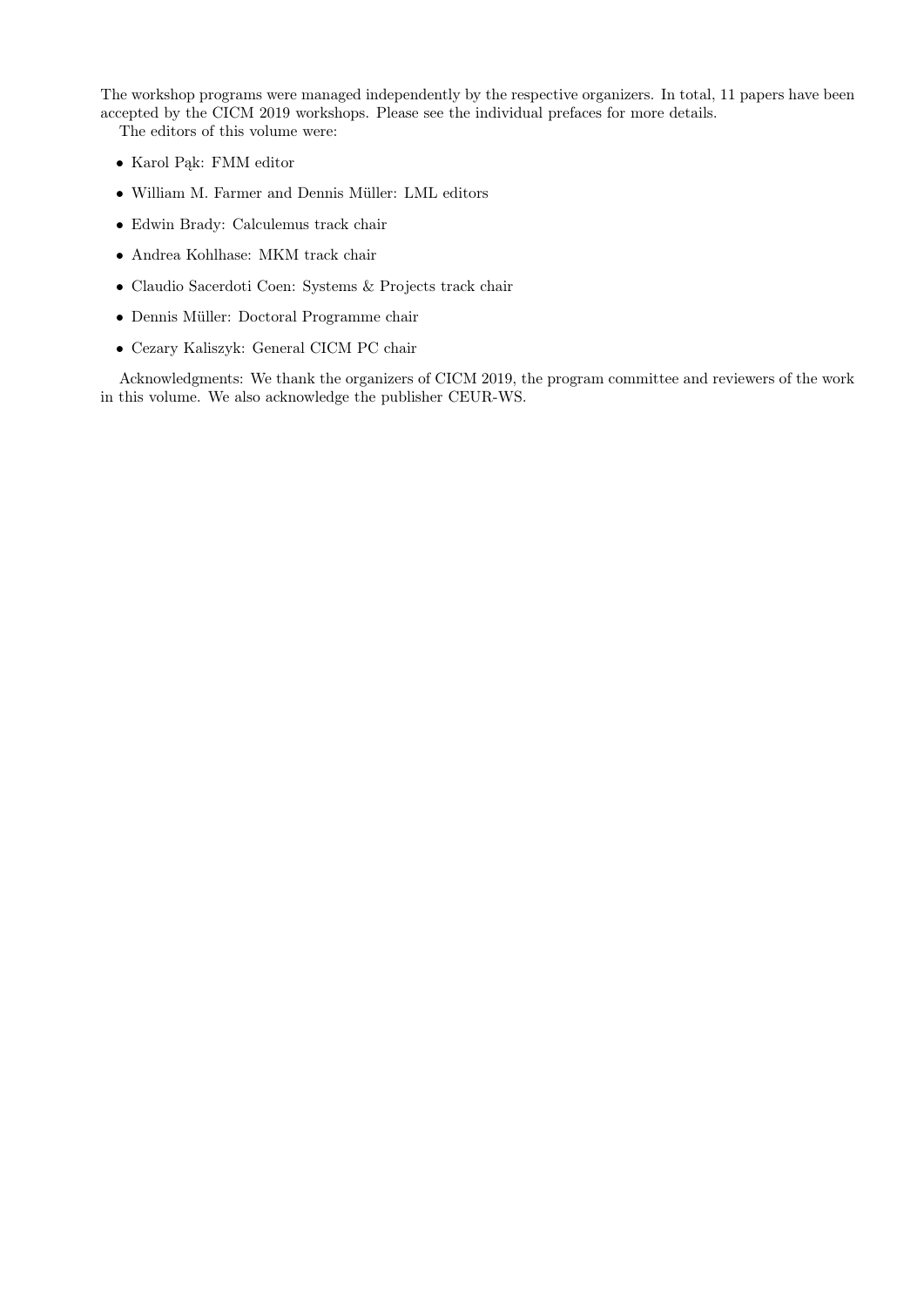The workshop programs were managed independently by the respective organizers. In total, 11 papers have been accepted by the CICM 2019 workshops. Please see the individual prefaces for more details.

The editors of this volume were:

- Karol Pąk: FMM editor
- William M. Farmer and Dennis Müller: LML editors
- Edwin Brady: Calculemus track chair
- Andrea Kohlhase: MKM track chair
- Claudio Sacerdoti Coen: Systems & Projects track chair
- Dennis Müller: Doctoral Programme chair
- Cezary Kaliszyk: General CICM PC chair

Acknowledgments: We thank the organizers of CICM 2019, the program committee and reviewers of the work in this volume. We also acknowledge the publisher CEUR-WS.